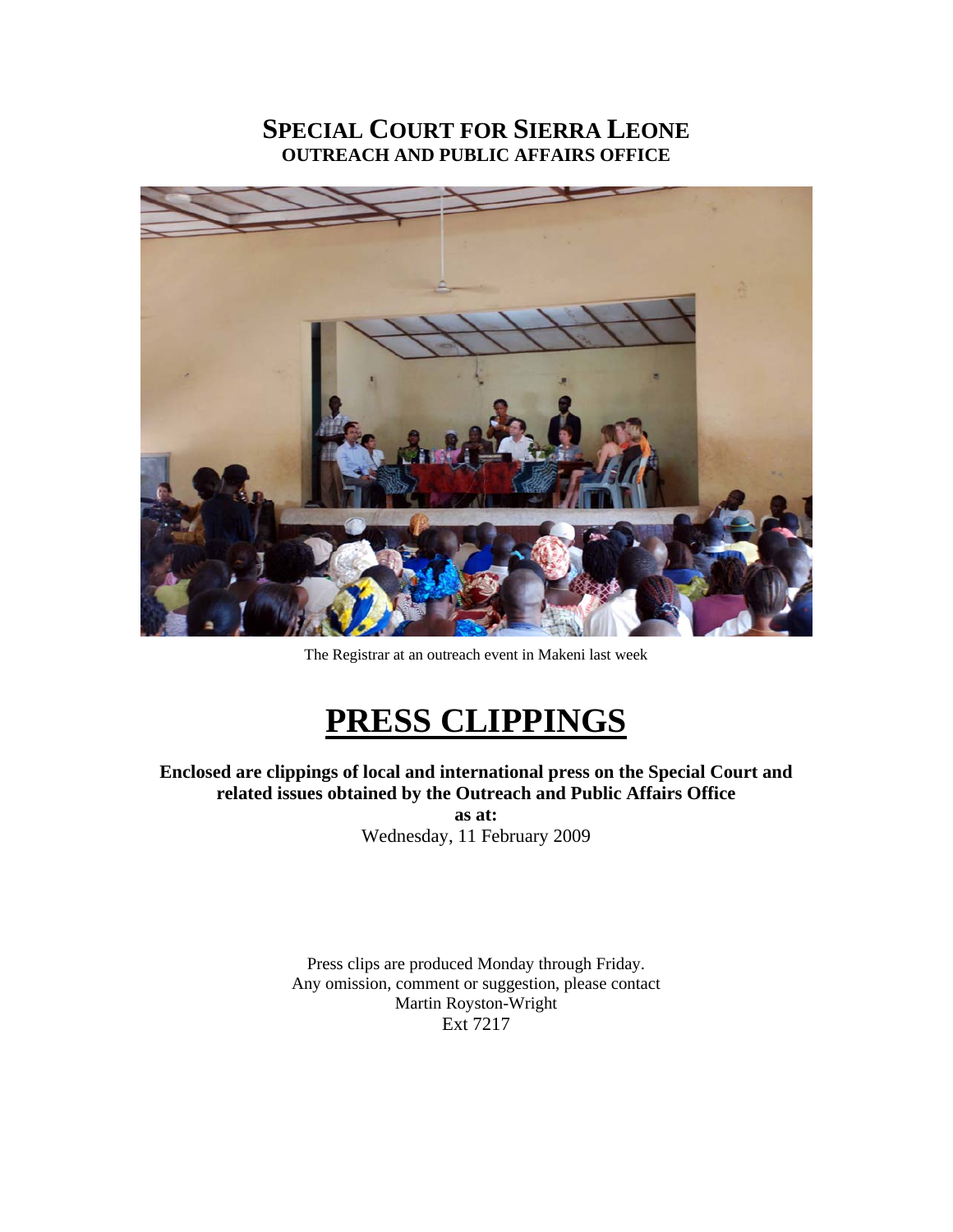# SPECIAL COURT FOR SIERRA LEONE
## OUTREACH AND PUBLIC AFFAIRS OFFICE

The Registrar at an outreach event in Makeni last week

# PRESS CLIPPINGS

**Enclosed are clippings of local and international press on the Special Court and related issues obtained by the Outreach and Public Affairs Office**
**as at:**
Wednesday, 11 February 2009

Press clips are produced Monday through Friday.
Any omission, comment or suggestion, please contact
Martin Royston-Wright
Ext 7217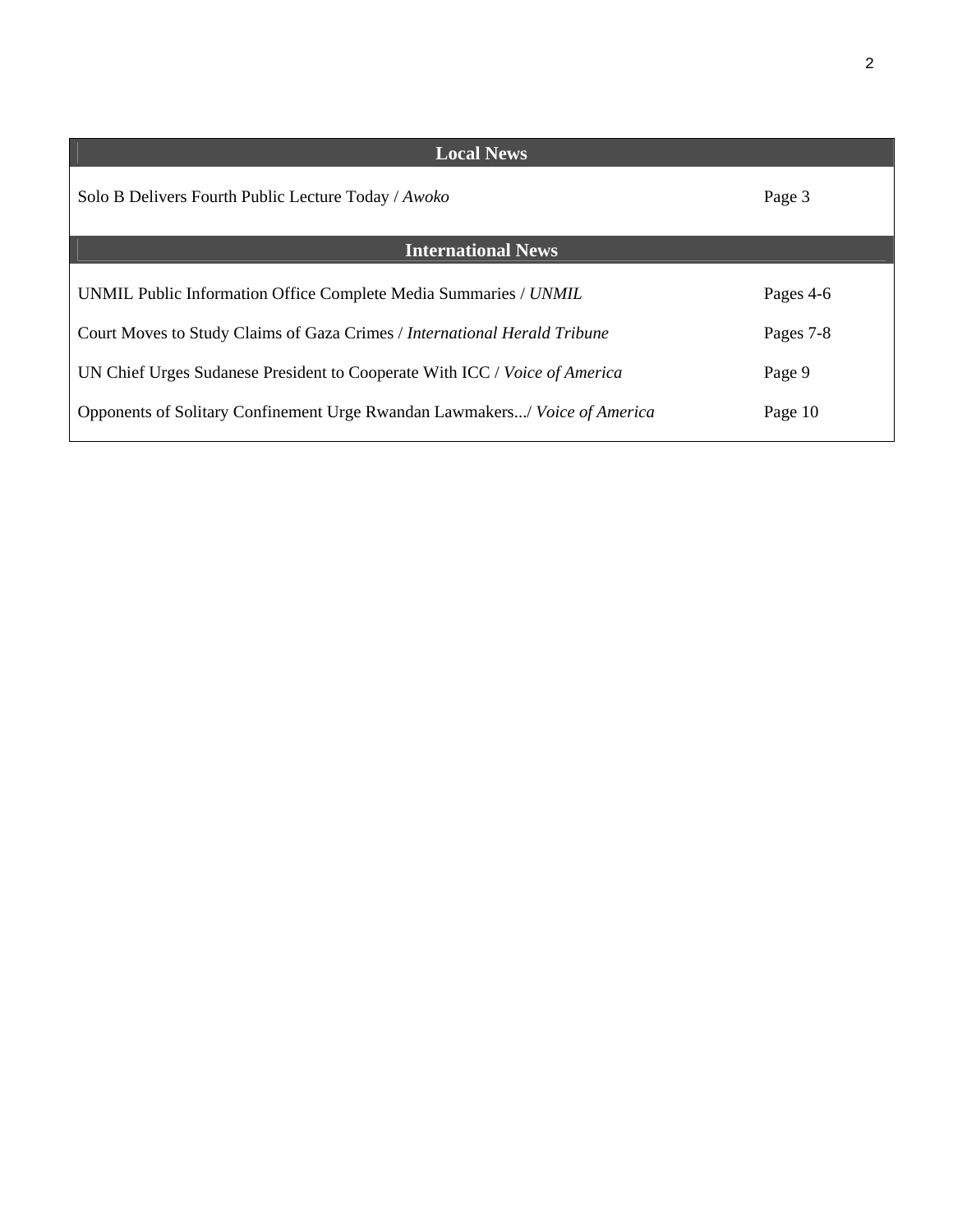| Local News | |
|---|---|
| Solo B Delivers Fourth Public Lecture Today / *Awoko* | Page 3 |
| **International News** | |
| UNMIL Public Information Office Complete Media Summaries / *UNMIL* | Pages 4-6 |
| Court Moves to Study Claims of Gaza Crimes / *International Herald Tribune* | Pages 7-8 |
| UN Chief Urges Sudanese President to Cooperate With ICC / *Voice of America* | Page 9 |
| Opponents of Solitary Confinement Urge Rwandan Lawmakers.../ *Voice of America* | Page 10 |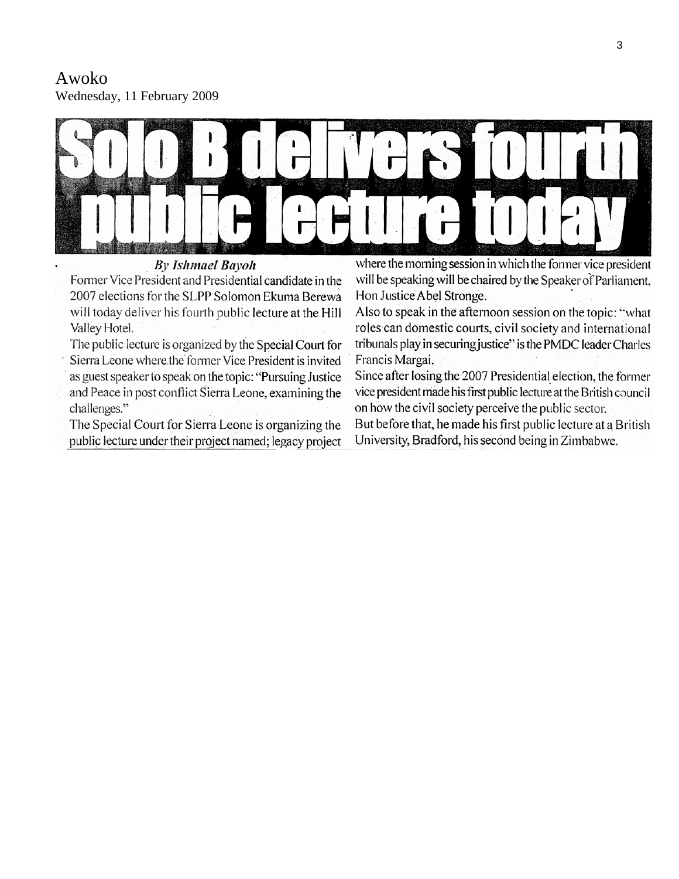Awoko
Wednesday, 11 February 2009

# Solo B delivers fourth public lecture today

*By Ishmael Bayoh*

Former Vice President and Presidential candidate in the 2007 elections for the SLPP Solomon Ekuma Berewa will today deliver his fourth public lecture at the Hill Valley Hotel.

The public lecture is organized by the Special Court for Sierra Leone where the former Vice President is invited as guest speaker to speak on the topic: "Pursuing Justice and Peace in post conflict Sierra Leone, examining the challenges."

The Special Court for Sierra Leone is organizing the public lecture under their project named; legacy project where the morning session in which the former vice president will be speaking will be chaired by the Speaker of Parliament, Hon Justice Abel Stronge.

Also to speak in the afternoon session on the topic: "what roles can domestic courts, civil society and international tribunals play in securing justice" is the PMDC leader Charles Francis Margai.

Since after losing the 2007 Presidential election, the former vice president made his first public lecture at the British council on how the civil society perceive the public sector.

But before that, he made his first public lecture at a British University, Bradford, his second being in Zimbabwe.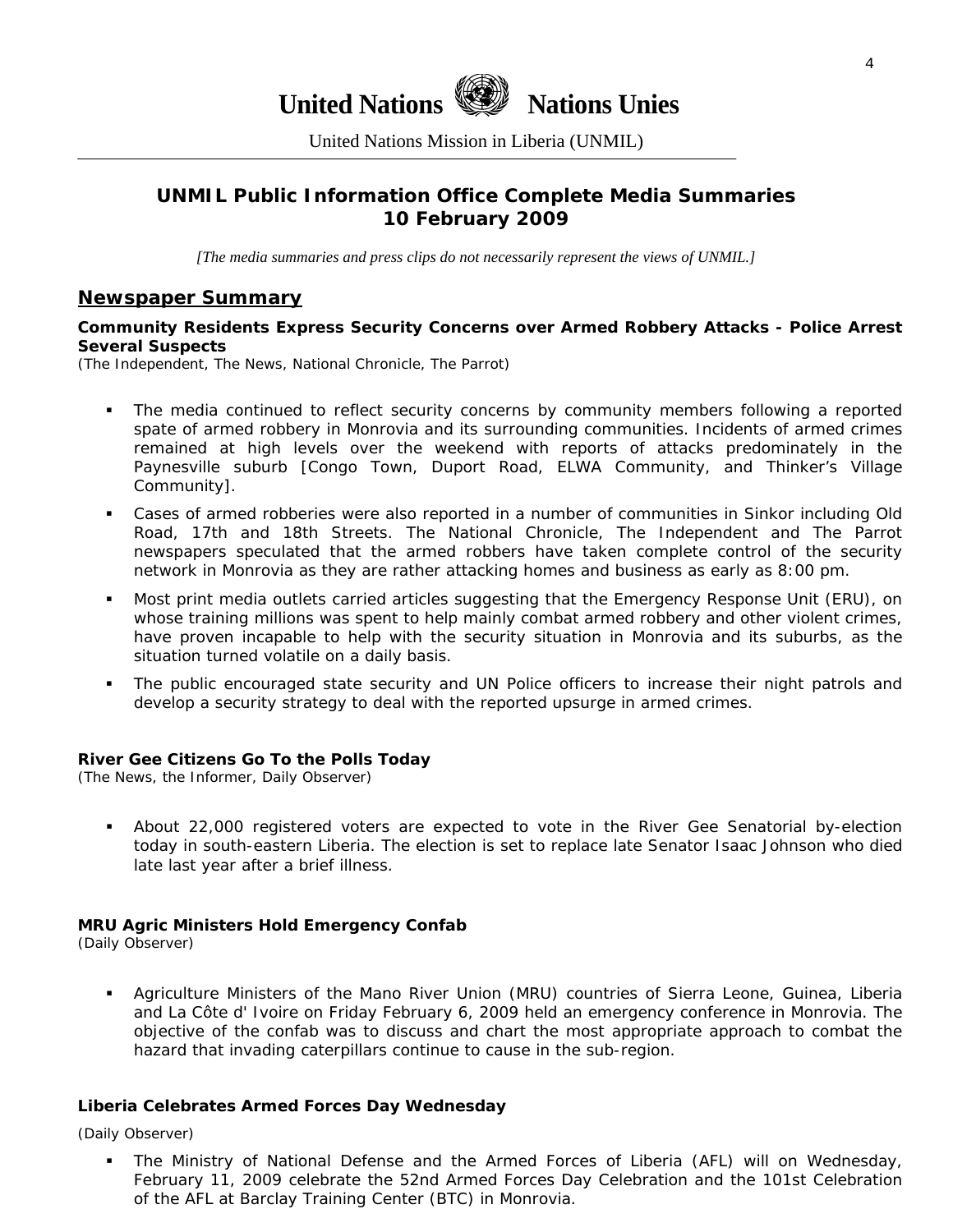# United Nations Nations Unies

United Nations Mission in Liberia (UNMIL)

## UNMIL Public Information Office Complete Media Summaries
## 10 February 2009

*[The media summaries and press clips do not necessarily represent the views of UNMIL.]*

## Newspaper Summary

**Community Residents Express Security Concerns over Armed Robbery Attacks - Police Arrest Several Suspects**
(The Independent, The News, National Chronicle, The Parrot)

- The media continued to reflect security concerns by community members following a reported spate of armed robbery in Monrovia and its surrounding communities. Incidents of armed crimes remained at high levels over the weekend with reports of attacks predominately in the Paynesville suburb [Congo Town, Duport Road, ELWA Community, and Thinker's Village Community].
- Cases of armed robberies were also reported in a number of communities in Sinkor including Old Road, 17th and 18th Streets. The National Chronicle, The Independent and The Parrot newspapers speculated that the armed robbers have taken complete control of the security network in Monrovia as they are rather attacking homes and business as early as 8:00 pm.
- Most print media outlets carried articles suggesting that the Emergency Response Unit (ERU), on whose training millions was spent to help mainly combat armed robbery and other violent crimes, have proven incapable to help with the security situation in Monrovia and its suburbs, as the situation turned volatile on a daily basis.
- The public encouraged state security and UN Police officers to increase their night patrols and develop a security strategy to deal with the reported upsurge in armed crimes.

**River Gee Citizens Go To the Polls Today**
(The News, the Informer, Daily Observer)

- About 22,000 registered voters are expected to vote in the River Gee Senatorial by-election today in south-eastern Liberia. The election is set to replace late Senator Isaac Johnson who died late last year after a brief illness.

**MRU Agric Ministers Hold Emergency Confab**
(Daily Observer)

- Agriculture Ministers of the Mano River Union (MRU) countries of Sierra Leone, Guinea, Liberia and La Côte d' Ivoire on Friday February 6, 2009 held an emergency conference in Monrovia. The objective of the confab was to discuss and chart the most appropriate approach to combat the hazard that invading caterpillars continue to cause in the sub-region.

**Liberia Celebrates Armed Forces Day Wednesday**
(Daily Observer)

- The Ministry of National Defense and the Armed Forces of Liberia (AFL) will on Wednesday, February 11, 2009 celebrate the 52nd Armed Forces Day Celebration and the 101st Celebration of the AFL at Barclay Training Center (BTC) in Monrovia.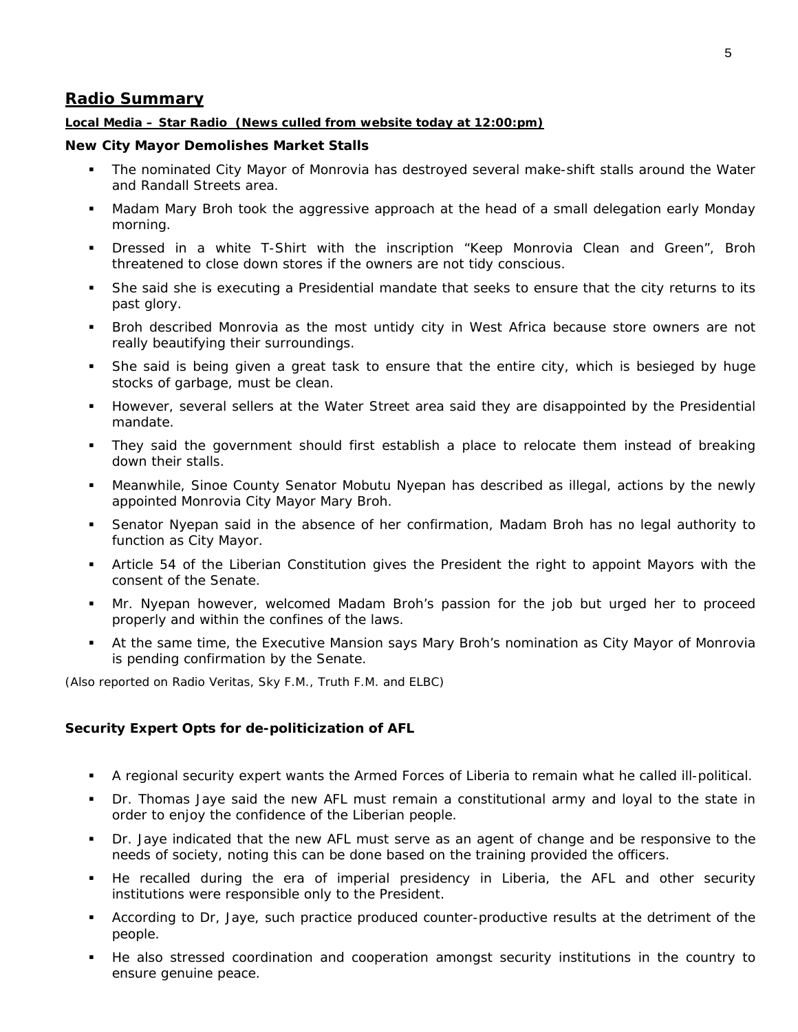## Radio Summary

**Local Media – Star Radio (News culled from website today at 12:00:pm)**

### New City Mayor Demolishes Market Stalls

- The nominated City Mayor of Monrovia has destroyed several make-shift stalls around the Water and Randall Streets area.
- Madam Mary Broh took the aggressive approach at the head of a small delegation early Monday morning.
- Dressed in a white T-Shirt with the inscription "Keep Monrovia Clean and Green", Broh threatened to close down stores if the owners are not tidy conscious.
- She said she is executing a Presidential mandate that seeks to ensure that the city returns to its past glory.
- Broh described Monrovia as the most untidy city in West Africa because store owners are not really beautifying their surroundings.
- She said is being given a great task to ensure that the entire city, which is besieged by huge stocks of garbage, must be clean.
- However, several sellers at the Water Street area said they are disappointed by the Presidential mandate.
- They said the government should first establish a place to relocate them instead of breaking down their stalls.
- Meanwhile, Sinoe County Senator Mobutu Nyepan has described as illegal, actions by the newly appointed Monrovia City Mayor Mary Broh.
- Senator Nyepan said in the absence of her confirmation, Madam Broh has no legal authority to function as City Mayor.
- Article 54 of the Liberian Constitution gives the President the right to appoint Mayors with the consent of the Senate.
- Mr. Nyepan however, welcomed Madam Broh's passion for the job but urged her to proceed properly and within the confines of the laws.
- At the same time, the Executive Mansion says Mary Broh's nomination as City Mayor of Monrovia is pending confirmation by the Senate.

(Also reported on Radio Veritas, Sky F.M., Truth F.M. and ELBC)

### Security Expert Opts for de-politicization of AFL

- A regional security expert wants the Armed Forces of Liberia to remain what he called ill-political.
- Dr. Thomas Jaye said the new AFL must remain a constitutional army and loyal to the state in order to enjoy the confidence of the Liberian people.
- Dr. Jaye indicated that the new AFL must serve as an agent of change and be responsive to the needs of society, noting this can be done based on the training provided the officers.
- He recalled during the era of imperial presidency in Liberia, the AFL and other security institutions were responsible only to the President.
- According to Dr, Jaye, such practice produced counter-productive results at the detriment of the people.
- He also stressed coordination and cooperation amongst security institutions in the country to ensure genuine peace.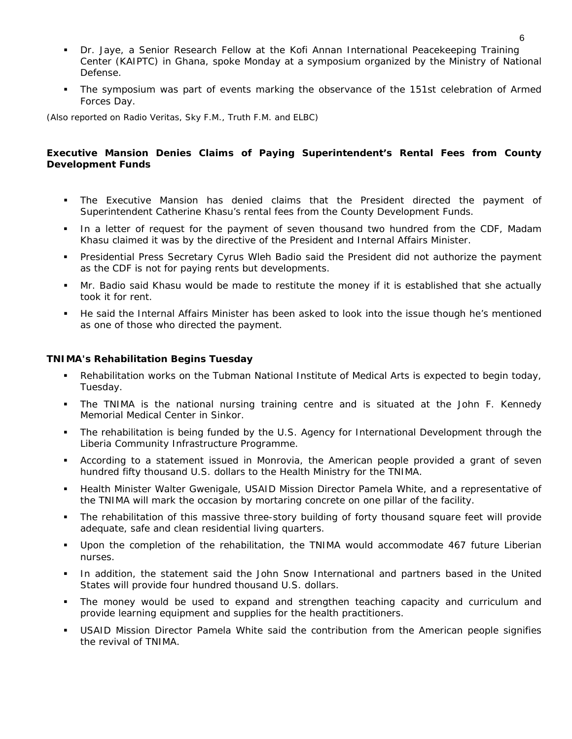- Dr. Jaye, a Senior Research Fellow at the Kofi Annan International Peacekeeping Training Center (KAIPTC) in Ghana, spoke Monday at a symposium organized by the Ministry of National Defense.
- The symposium was part of events marking the observance of the 151st celebration of Armed Forces Day.

*(Also reported on Radio Veritas, Sky F.M., Truth F.M. and ELBC)*

**Executive Mansion Denies Claims of Paying Superintendent's Rental Fees from County Development Funds**

- The Executive Mansion has denied claims that the President directed the payment of Superintendent Catherine Khasu's rental fees from the County Development Funds.
- In a letter of request for the payment of seven thousand two hundred from the CDF, Madam Khasu claimed it was by the directive of the President and Internal Affairs Minister.
- Presidential Press Secretary Cyrus Wleh Badio said the President did not authorize the payment as the CDF is not for paying rents but developments.
- Mr. Badio said Khasu would be made to restitute the money if it is established that she actually took it for rent.
- He said the Internal Affairs Minister has been asked to look into the issue though he's mentioned as one of those who directed the payment.

**TNIMA's Rehabilitation Begins Tuesday**

- Rehabilitation works on the Tubman National Institute of Medical Arts is expected to begin today, Tuesday.
- The TNIMA is the national nursing training centre and is situated at the John F. Kennedy Memorial Medical Center in Sinkor.
- The rehabilitation is being funded by the U.S. Agency for International Development through the Liberia Community Infrastructure Programme.
- According to a statement issued in Monrovia, the American people provided a grant of seven hundred fifty thousand U.S. dollars to the Health Ministry for the TNIMA.
- Health Minister Walter Gwenigale, USAID Mission Director Pamela White, and a representative of the TNIMA will mark the occasion by mortaring concrete on one pillar of the facility.
- The rehabilitation of this massive three-story building of forty thousand square feet will provide adequate, safe and clean residential living quarters.
- Upon the completion of the rehabilitation, the TNIMA would accommodate 467 future Liberian nurses.
- In addition, the statement said the John Snow International and partners based in the United States will provide four hundred thousand U.S. dollars.
- The money would be used to expand and strengthen teaching capacity and curriculum and provide learning equipment and supplies for the health practitioners.
- USAID Mission Director Pamela White said the contribution from the American people signifies the revival of TNIMA.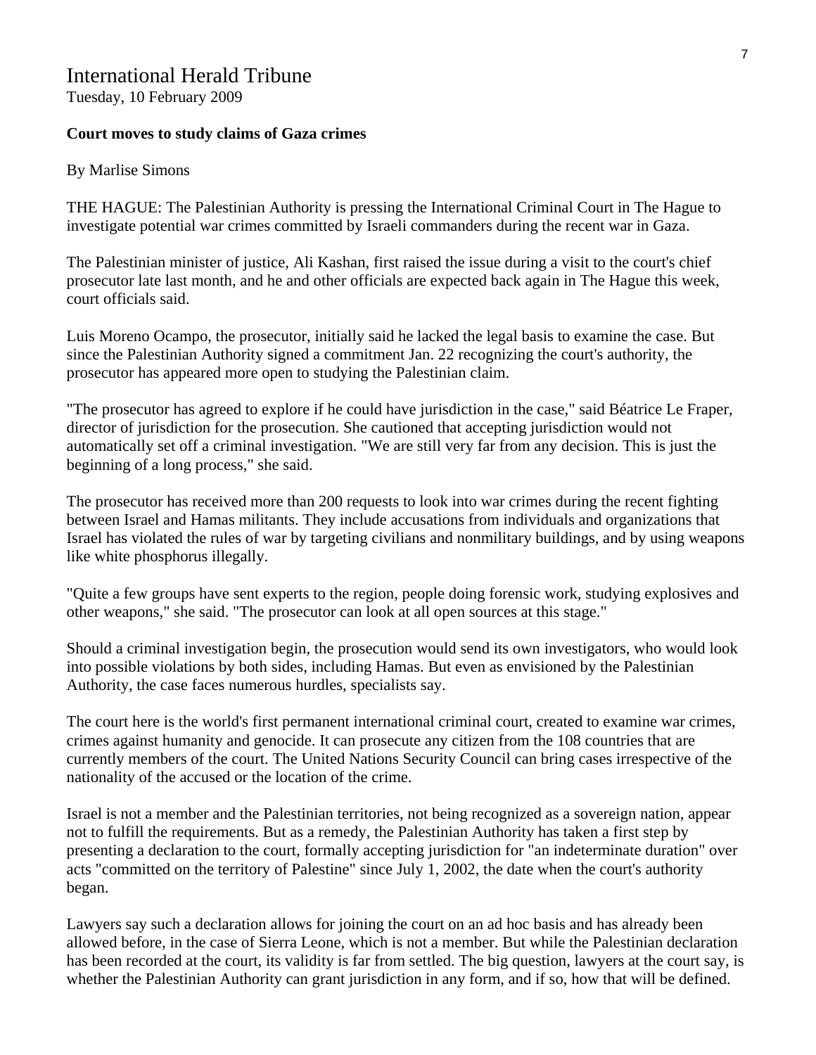# International Herald Tribune

Tuesday, 10 February 2009

**Court moves to study claims of Gaza crimes**

By Marlise Simons

THE HAGUE: The Palestinian Authority is pressing the International Criminal Court in The Hague to investigate potential war crimes committed by Israeli commanders during the recent war in Gaza.

The Palestinian minister of justice, Ali Kashan, first raised the issue during a visit to the court's chief prosecutor late last month, and he and other officials are expected back again in The Hague this week, court officials said.

Luis Moreno Ocampo, the prosecutor, initially said he lacked the legal basis to examine the case. But since the Palestinian Authority signed a commitment Jan. 22 recognizing the court's authority, the prosecutor has appeared more open to studying the Palestinian claim.

"The prosecutor has agreed to explore if he could have jurisdiction in the case," said Béatrice Le Fraper, director of jurisdiction for the prosecution. She cautioned that accepting jurisdiction would not automatically set off a criminal investigation. "We are still very far from any decision. This is just the beginning of a long process," she said.

The prosecutor has received more than 200 requests to look into war crimes during the recent fighting between Israel and Hamas militants. They include accusations from individuals and organizations that Israel has violated the rules of war by targeting civilians and nonmilitary buildings, and by using weapons like white phosphorus illegally.

"Quite a few groups have sent experts to the region, people doing forensic work, studying explosives and other weapons," she said. "The prosecutor can look at all open sources at this stage."

Should a criminal investigation begin, the prosecution would send its own investigators, who would look into possible violations by both sides, including Hamas. But even as envisioned by the Palestinian Authority, the case faces numerous hurdles, specialists say.

The court here is the world's first permanent international criminal court, created to examine war crimes, crimes against humanity and genocide. It can prosecute any citizen from the 108 countries that are currently members of the court. The United Nations Security Council can bring cases irrespective of the nationality of the accused or the location of the crime.

Israel is not a member and the Palestinian territories, not being recognized as a sovereign nation, appear not to fulfill the requirements. But as a remedy, the Palestinian Authority has taken a first step by presenting a declaration to the court, formally accepting jurisdiction for "an indeterminate duration" over acts "committed on the territory of Palestine" since July 1, 2002, the date when the court's authority began.

Lawyers say such a declaration allows for joining the court on an ad hoc basis and has already been allowed before, in the case of Sierra Leone, which is not a member. But while the Palestinian declaration has been recorded at the court, its validity is far from settled. The big question, lawyers at the court say, is whether the Palestinian Authority can grant jurisdiction in any form, and if so, how that will be defined.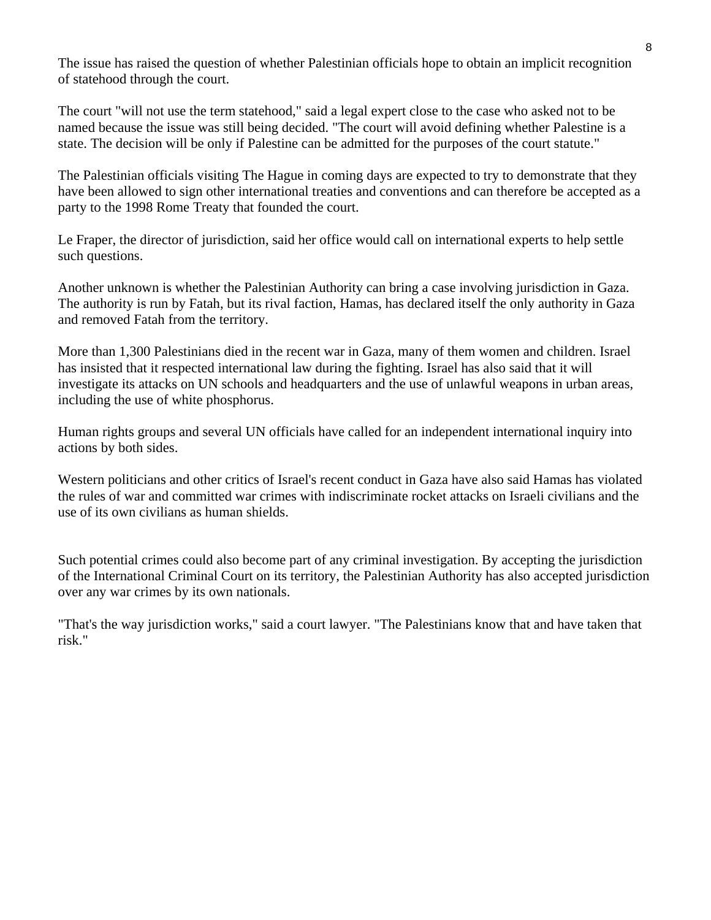The issue has raised the question of whether Palestinian officials hope to obtain an implicit recognition of statehood through the court.

The court "will not use the term statehood," said a legal expert close to the case who asked not to be named because the issue was still being decided. "The court will avoid defining whether Palestine is a state. The decision will be only if Palestine can be admitted for the purposes of the court statute."

The Palestinian officials visiting The Hague in coming days are expected to try to demonstrate that they have been allowed to sign other international treaties and conventions and can therefore be accepted as a party to the 1998 Rome Treaty that founded the court.

Le Fraper, the director of jurisdiction, said her office would call on international experts to help settle such questions.

Another unknown is whether the Palestinian Authority can bring a case involving jurisdiction in Gaza. The authority is run by Fatah, but its rival faction, Hamas, has declared itself the only authority in Gaza and removed Fatah from the territory.

More than 1,300 Palestinians died in the recent war in Gaza, many of them women and children. Israel has insisted that it respected international law during the fighting. Israel has also said that it will investigate its attacks on UN schools and headquarters and the use of unlawful weapons in urban areas, including the use of white phosphorus.

Human rights groups and several UN officials have called for an independent international inquiry into actions by both sides.

Western politicians and other critics of Israel's recent conduct in Gaza have also said Hamas has violated the rules of war and committed war crimes with indiscriminate rocket attacks on Israeli civilians and the use of its own civilians as human shields.

Such potential crimes could also become part of any criminal investigation. By accepting the jurisdiction of the International Criminal Court on its territory, the Palestinian Authority has also accepted jurisdiction over any war crimes by its own nationals.

"That's the way jurisdiction works," said a court lawyer. "The Palestinians know that and have taken that risk."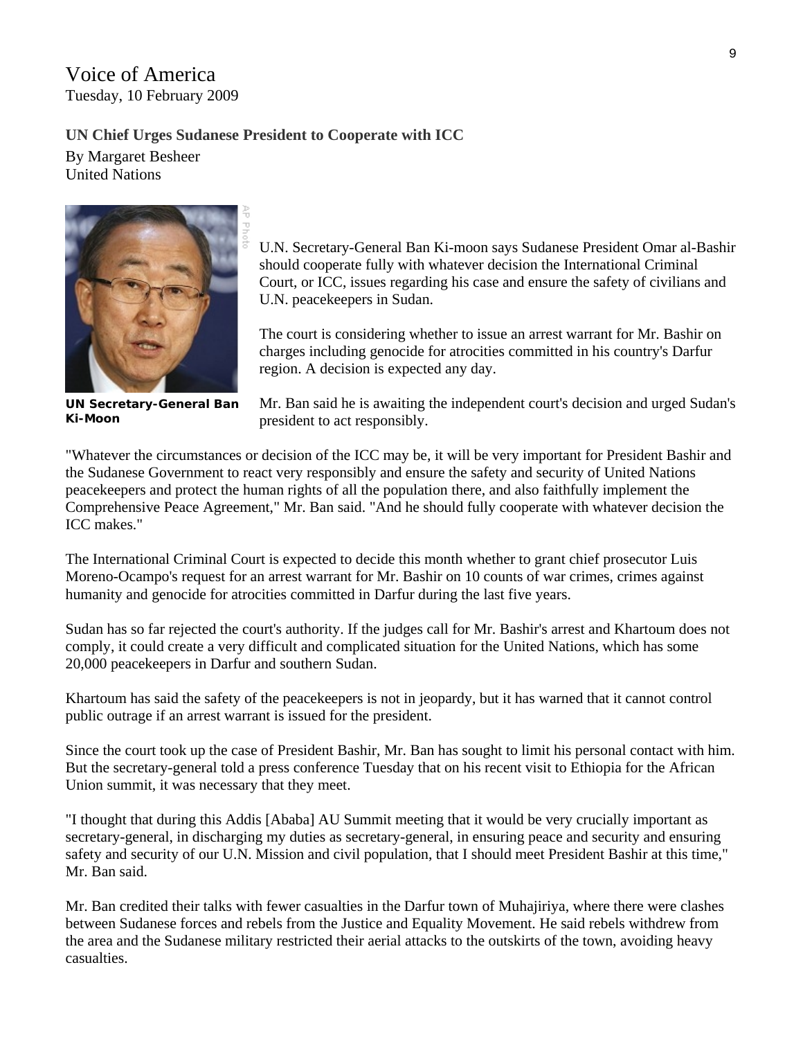# Voice of America

Tuesday, 10 February 2009

## UN Chief Urges Sudanese President to Cooperate with ICC

By Margaret Besheer
United Nations

**UN Secretary-General Ban Ki-Moon**

U.N. Secretary-General Ban Ki-moon says Sudanese President Omar al-Bashir should cooperate fully with whatever decision the International Criminal Court, or ICC, issues regarding his case and ensure the safety of civilians and U.N. peacekeepers in Sudan.

The court is considering whether to issue an arrest warrant for Mr. Bashir on charges including genocide for atrocities committed in his country's Darfur region. A decision is expected any day.

Mr. Ban said he is awaiting the independent court's decision and urged Sudan's president to act responsibly.

"Whatever the circumstances or decision of the ICC may be, it will be very important for President Bashir and the Sudanese Government to react very responsibly and ensure the safety and security of United Nations peacekeepers and protect the human rights of all the population there, and also faithfully implement the Comprehensive Peace Agreement," Mr. Ban said. "And he should fully cooperate with whatever decision the ICC makes."

The International Criminal Court is expected to decide this month whether to grant chief prosecutor Luis Moreno-Ocampo's request for an arrest warrant for Mr. Bashir on 10 counts of war crimes, crimes against humanity and genocide for atrocities committed in Darfur during the last five years.

Sudan has so far rejected the court's authority. If the judges call for Mr. Bashir's arrest and Khartoum does not comply, it could create a very difficult and complicated situation for the United Nations, which has some 20,000 peacekeepers in Darfur and southern Sudan.

Khartoum has said the safety of the peacekeepers is not in jeopardy, but it has warned that it cannot control public outrage if an arrest warrant is issued for the president.

Since the court took up the case of President Bashir, Mr. Ban has sought to limit his personal contact with him. But the secretary-general told a press conference Tuesday that on his recent visit to Ethiopia for the African Union summit, it was necessary that they meet.

"I thought that during this Addis [Ababa] AU Summit meeting that it would be very crucially important as secretary-general, in discharging my duties as secretary-general, in ensuring peace and security and ensuring safety and security of our U.N. Mission and civil population, that I should meet President Bashir at this time," Mr. Ban said.

Mr. Ban credited their talks with fewer casualties in the Darfur town of Muhajiriya, where there were clashes between Sudanese forces and rebels from the Justice and Equality Movement. He said rebels withdrew from the area and the Sudanese military restricted their aerial attacks to the outskirts of the town, avoiding heavy casualties.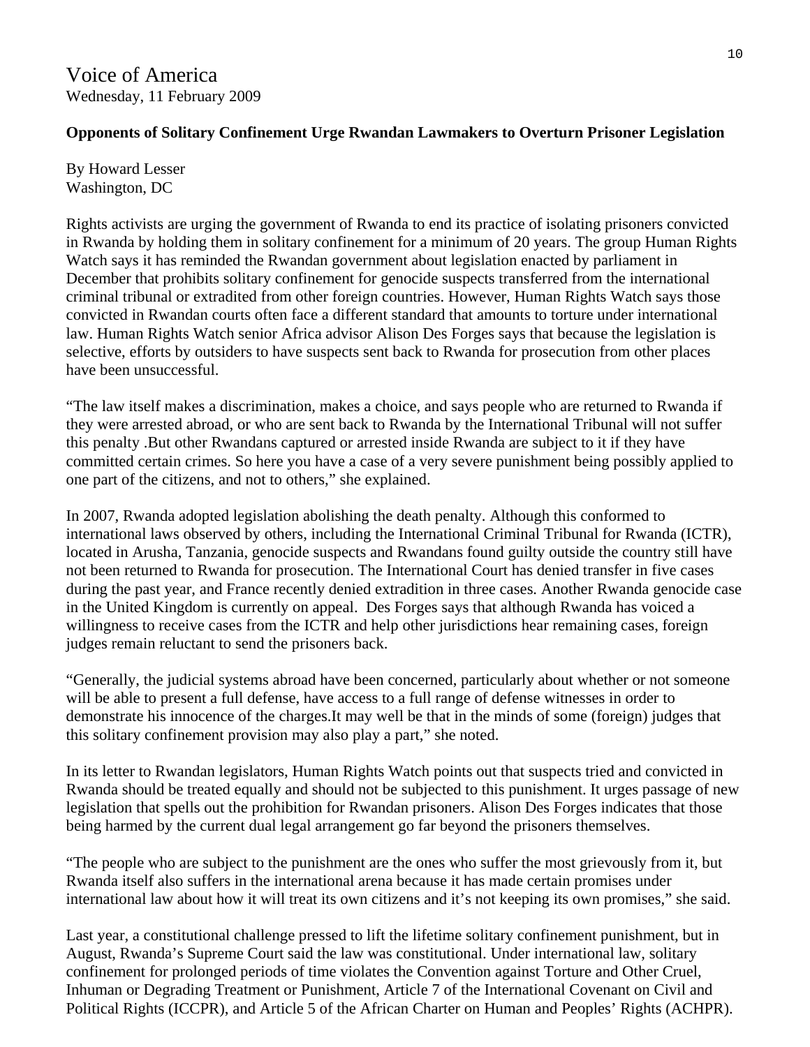Voice of America
Wednesday, 11 February 2009

**Opponents of Solitary Confinement Urge Rwandan Lawmakers to Overturn Prisoner Legislation**

By Howard Lesser
Washington, DC

Rights activists are urging the government of Rwanda to end its practice of isolating prisoners convicted in Rwanda by holding them in solitary confinement for a minimum of 20 years. The group Human Rights Watch says it has reminded the Rwandan government about legislation enacted by parliament in December that prohibits solitary confinement for genocide suspects transferred from the international criminal tribunal or extradited from other foreign countries. However, Human Rights Watch says those convicted in Rwandan courts often face a different standard that amounts to torture under international law. Human Rights Watch senior Africa advisor Alison Des Forges says that because the legislation is selective, efforts by outsiders to have suspects sent back to Rwanda for prosecution from other places have been unsuccessful.

"The law itself makes a discrimination, makes a choice, and says people who are returned to Rwanda if they were arrested abroad, or who are sent back to Rwanda by the International Tribunal will not suffer this penalty .But other Rwandans captured or arrested inside Rwanda are subject to it if they have committed certain crimes. So here you have a case of a very severe punishment being possibly applied to one part of the citizens, and not to others," she explained.

In 2007, Rwanda adopted legislation abolishing the death penalty. Although this conformed to international laws observed by others, including the International Criminal Tribunal for Rwanda (ICTR), located in Arusha, Tanzania, genocide suspects and Rwandans found guilty outside the country still have not been returned to Rwanda for prosecution. The International Court has denied transfer in five cases during the past year, and France recently denied extradition in three cases. Another Rwanda genocide case in the United Kingdom is currently on appeal. Des Forges says that although Rwanda has voiced a willingness to receive cases from the ICTR and help other jurisdictions hear remaining cases, foreign judges remain reluctant to send the prisoners back.

"Generally, the judicial systems abroad have been concerned, particularly about whether or not someone will be able to present a full defense, have access to a full range of defense witnesses in order to demonstrate his innocence of the charges.It may well be that in the minds of some (foreign) judges that this solitary confinement provision may also play a part," she noted.

In its letter to Rwandan legislators, Human Rights Watch points out that suspects tried and convicted in Rwanda should be treated equally and should not be subjected to this punishment. It urges passage of new legislation that spells out the prohibition for Rwandan prisoners. Alison Des Forges indicates that those being harmed by the current dual legal arrangement go far beyond the prisoners themselves.

"The people who are subject to the punishment are the ones who suffer the most grievously from it, but Rwanda itself also suffers in the international arena because it has made certain promises under international law about how it will treat its own citizens and it's not keeping its own promises," she said.

Last year, a constitutional challenge pressed to lift the lifetime solitary confinement punishment, but in August, Rwanda's Supreme Court said the law was constitutional. Under international law, solitary confinement for prolonged periods of time violates the Convention against Torture and Other Cruel, Inhuman or Degrading Treatment or Punishment, Article 7 of the International Covenant on Civil and Political Rights (ICCPR), and Article 5 of the African Charter on Human and Peoples' Rights (ACHPR).